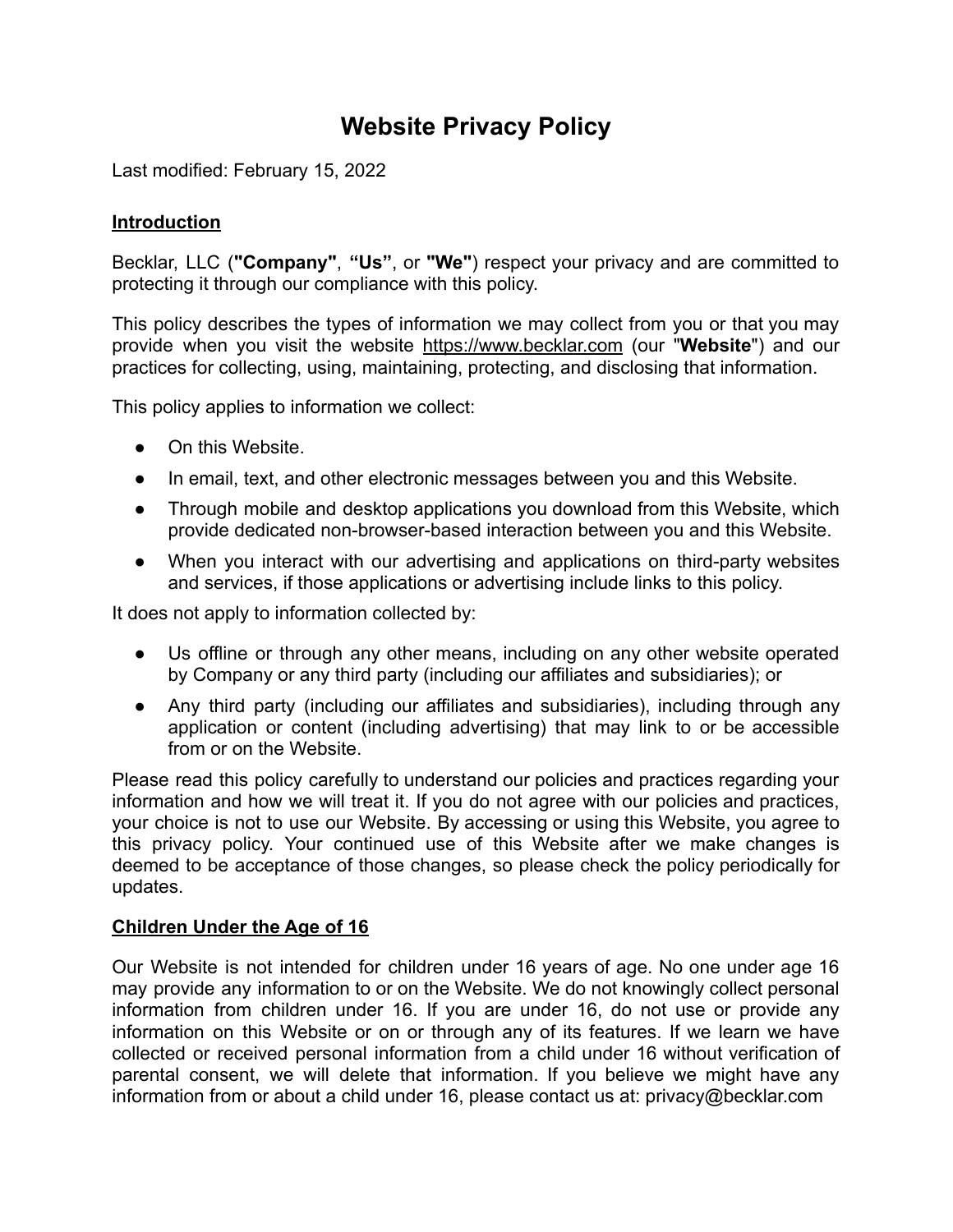# Website Privacy Policy

Last modified: February 15, 2022

## Introduction

Becklar, LLC (**"Company"**, **"Us"**, or **"We"**) respect your privacy and are committed to protecting it through our compliance with this policy.

This policy describes the types of information we may collect from you or that you may provide when you visit the website https://www.becklar.com (our "**Website**") and our practices for collecting, using, maintaining, protecting, and disclosing that information.

This policy applies to information we collect:

- On this Website.
- In email, text, and other electronic messages between you and this Website.
- Through mobile and desktop applications you download from this Website, which provide dedicated non-browser-based interaction between you and this Website.
- When you interact with our advertising and applications on third-party websites and services, if those applications or advertising include links to this policy.

It does not apply to information collected by:

- Us offline or through any other means, including on any other website operated by Company or any third party (including our affiliates and subsidiaries); or
- Any third party (including our affiliates and subsidiaries), including through any application or content (including advertising) that may link to or be accessible from or on the Website.

Please read this policy carefully to understand our policies and practices regarding your information and how we will treat it. If you do not agree with our policies and practices, your choice is not to use our Website. By accessing or using this Website, you agree to this privacy policy. Your continued use of this Website after we make changes is deemed to be acceptance of those changes, so please check the policy periodically for updates.

## Children Under the Age of 16

Our Website is not intended for children under 16 years of age. No one under age 16 may provide any information to or on the Website. We do not knowingly collect personal information from children under 16. If you are under 16, do not use or provide any information on this Website or on or through any of its features. If we learn we have collected or received personal information from a child under 16 without verification of parental consent, we will delete that information. If you believe we might have any information from or about a child under 16, please contact us at: privacy@becklar.com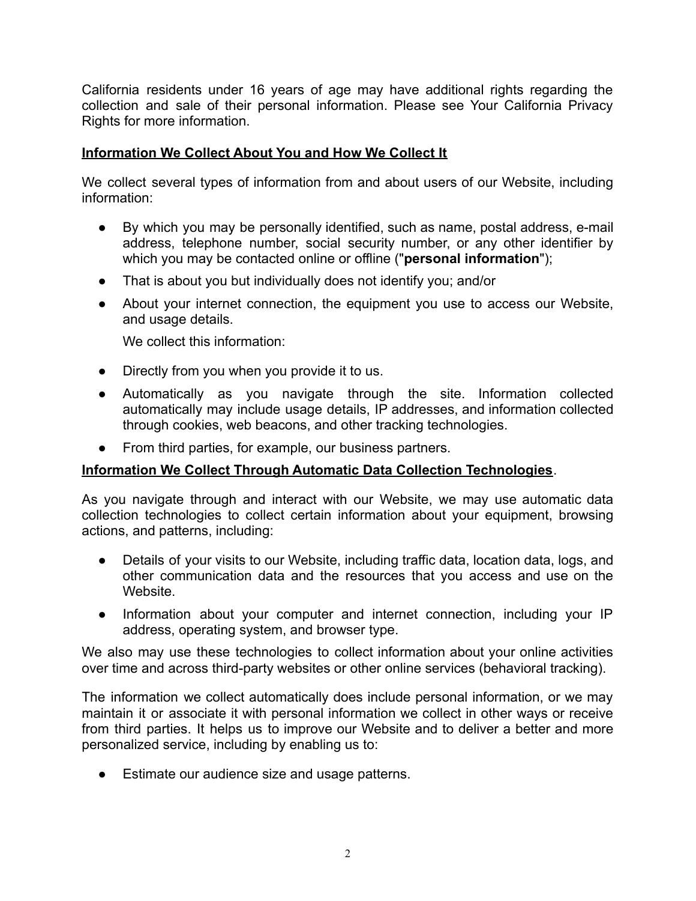California residents under 16 years of age may have additional rights regarding the collection and sale of their personal information. Please see Your California Privacy Rights for more information.

## Information We Collect About You and How We Collect It

We collect several types of information from and about users of our Website, including information:

- By which you may be personally identified, such as name, postal address, e-mail address, telephone number, social security number, or any other identifier by which you may be contacted online or offline ("**personal information**");
- That is about you but individually does not identify you; and/or
- About your internet connection, the equipment you use to access our Website, and usage details.

  We collect this information:

- Directly from you when you provide it to us.
- Automatically as you navigate through the site. Information collected automatically may include usage details, IP addresses, and information collected through cookies, web beacons, and other tracking technologies.
- From third parties, for example, our business partners.

## Information We Collect Through Automatic Data Collection Technologies.

As you navigate through and interact with our Website, we may use automatic data collection technologies to collect certain information about your equipment, browsing actions, and patterns, including:

- Details of your visits to our Website, including traffic data, location data, logs, and other communication data and the resources that you access and use on the Website.
- Information about your computer and internet connection, including your IP address, operating system, and browser type.

We also may use these technologies to collect information about your online activities over time and across third-party websites or other online services (behavioral tracking).

The information we collect automatically does include personal information, or we may maintain it or associate it with personal information we collect in other ways or receive from third parties. It helps us to improve our Website and to deliver a better and more personalized service, including by enabling us to:

- Estimate our audience size and usage patterns.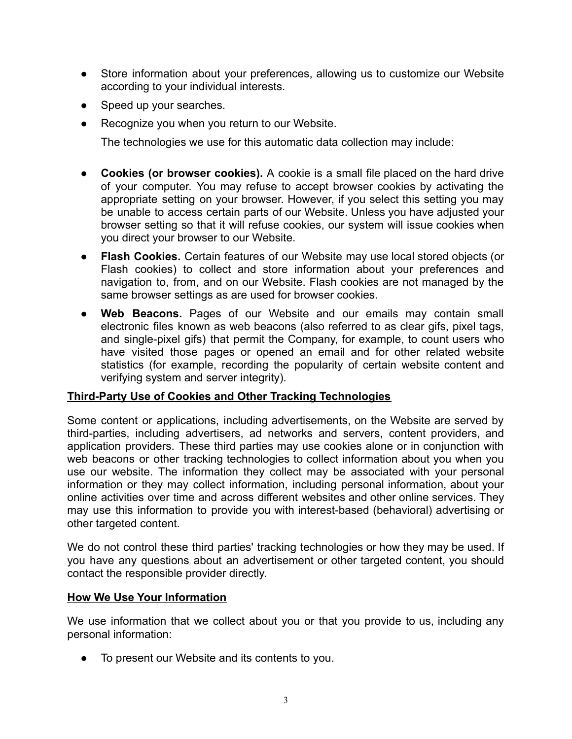- Store information about your preferences, allowing us to customize our Website according to your individual interests.
- Speed up your searches.
- Recognize you when you return to our Website.

  The technologies we use for this automatic data collection may include:

- **Cookies (or browser cookies).** A cookie is a small file placed on the hard drive of your computer. You may refuse to accept browser cookies by activating the appropriate setting on your browser. However, if you select this setting you may be unable to access certain parts of our Website. Unless you have adjusted your browser setting so that it will refuse cookies, our system will issue cookies when you direct your browser to our Website.
- **Flash Cookies.** Certain features of our Website may use local stored objects (or Flash cookies) to collect and store information about your preferences and navigation to, from, and on our Website. Flash cookies are not managed by the same browser settings as are used for browser cookies.
- **Web Beacons.** Pages of our Website and our emails may contain small electronic files known as web beacons (also referred to as clear gifs, pixel tags, and single-pixel gifs) that permit the Company, for example, to count users who have visited those pages or opened an email and for other related website statistics (for example, recording the popularity of certain website content and verifying system and server integrity).

**Third-Party Use of Cookies and Other Tracking Technologies**

Some content or applications, including advertisements, on the Website are served by third-parties, including advertisers, ad networks and servers, content providers, and application providers. These third parties may use cookies alone or in conjunction with web beacons or other tracking technologies to collect information about you when you use our website. The information they collect may be associated with your personal information or they may collect information, including personal information, about your online activities over time and across different websites and other online services. They may use this information to provide you with interest-based (behavioral) advertising or other targeted content.

We do not control these third parties' tracking technologies or how they may be used. If you have any questions about an advertisement or other targeted content, you should contact the responsible provider directly.

**How We Use Your Information**

We use information that we collect about you or that you provide to us, including any personal information:

- To present our Website and its contents to you.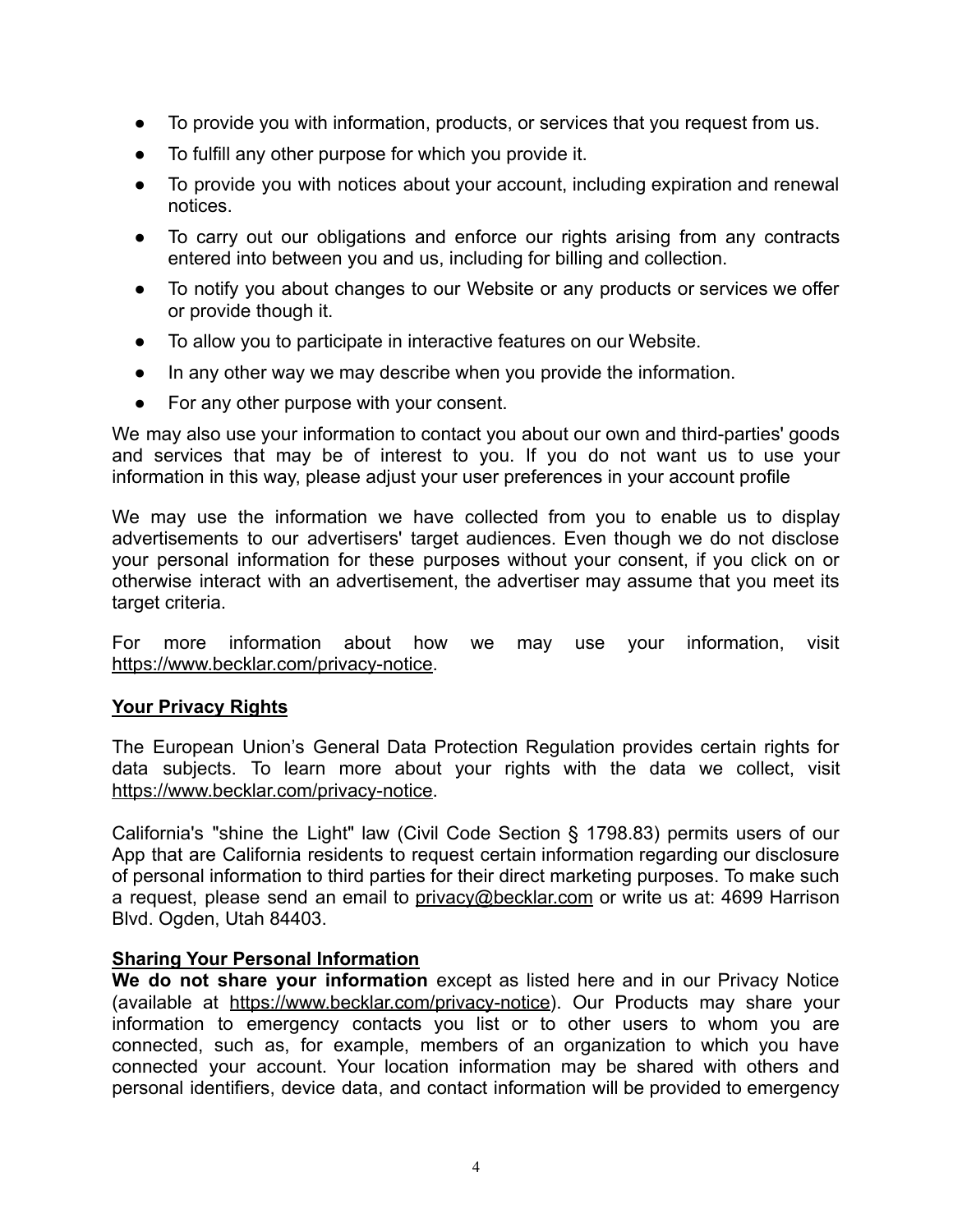- To provide you with information, products, or services that you request from us.
- To fulfill any other purpose for which you provide it.
- To provide you with notices about your account, including expiration and renewal notices.
- To carry out our obligations and enforce our rights arising from any contracts entered into between you and us, including for billing and collection.
- To notify you about changes to our Website or any products or services we offer or provide though it.
- To allow you to participate in interactive features on our Website.
- In any other way we may describe when you provide the information.
- For any other purpose with your consent.

We may also use your information to contact you about our own and third-parties' goods and services that may be of interest to you. If you do not want us to use your information in this way, please adjust your user preferences in your account profile

We may use the information we have collected from you to enable us to display advertisements to our advertisers' target audiences. Even though we do not disclose your personal information for these purposes without your consent, if you click on or otherwise interact with an advertisement, the advertiser may assume that you meet its target criteria.

For more information about how we may use your information, visit https://www.becklar.com/privacy-notice.

## Your Privacy Rights

The European Union's General Data Protection Regulation provides certain rights for data subjects. To learn more about your rights with the data we collect, visit https://www.becklar.com/privacy-notice.

California's "shine the Light" law (Civil Code Section § 1798.83) permits users of our App that are California residents to request certain information regarding our disclosure of personal information to third parties for their direct marketing purposes. To make such a request, please send an email to privacy@becklar.com or write us at: 4699 Harrison Blvd. Ogden, Utah 84403.

## Sharing Your Personal Information

**We do not share your information** except as listed here and in our Privacy Notice (available at https://www.becklar.com/privacy-notice). Our Products may share your information to emergency contacts you list or to other users to whom you are connected, such as, for example, members of an organization to which you have connected your account. Your location information may be shared with others and personal identifiers, device data, and contact information will be provided to emergency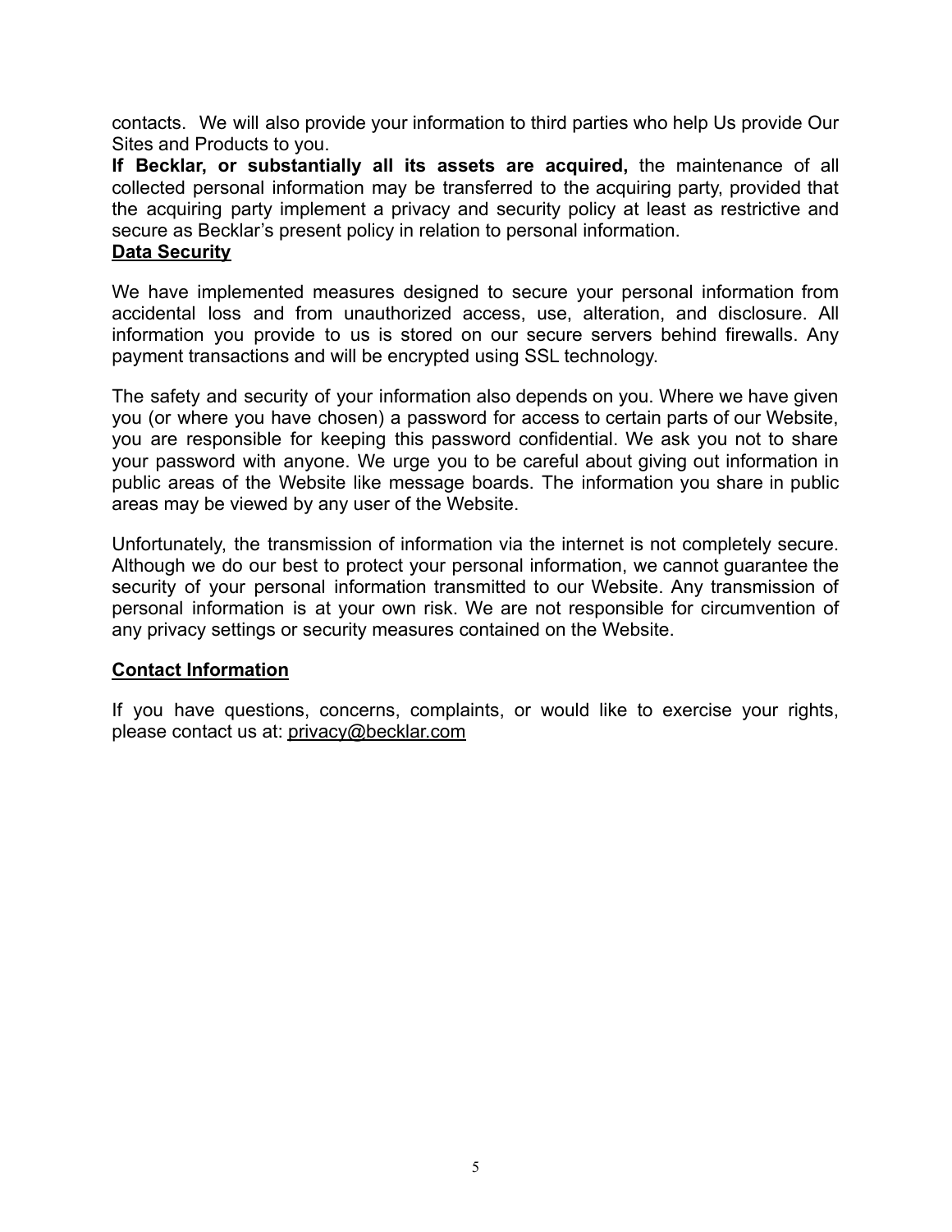contacts. We will also provide your information to third parties who help Us provide Our Sites and Products to you.

**If Becklar, or substantially all its assets are acquired,** the maintenance of all collected personal information may be transferred to the acquiring party, provided that the acquiring party implement a privacy and security policy at least as restrictive and secure as Becklar's present policy in relation to personal information.

## Data Security

We have implemented measures designed to secure your personal information from accidental loss and from unauthorized access, use, alteration, and disclosure. All information you provide to us is stored on our secure servers behind firewalls. Any payment transactions and will be encrypted using SSL technology.

The safety and security of your information also depends on you. Where we have given you (or where you have chosen) a password for access to certain parts of our Website, you are responsible for keeping this password confidential. We ask you not to share your password with anyone. We urge you to be careful about giving out information in public areas of the Website like message boards. The information you share in public areas may be viewed by any user of the Website.

Unfortunately, the transmission of information via the internet is not completely secure. Although we do our best to protect your personal information, we cannot guarantee the security of your personal information transmitted to our Website. Any transmission of personal information is at your own risk. We are not responsible for circumvention of any privacy settings or security measures contained on the Website.

## Contact Information

If you have questions, concerns, complaints, or would like to exercise your rights, please contact us at: privacy@becklar.com